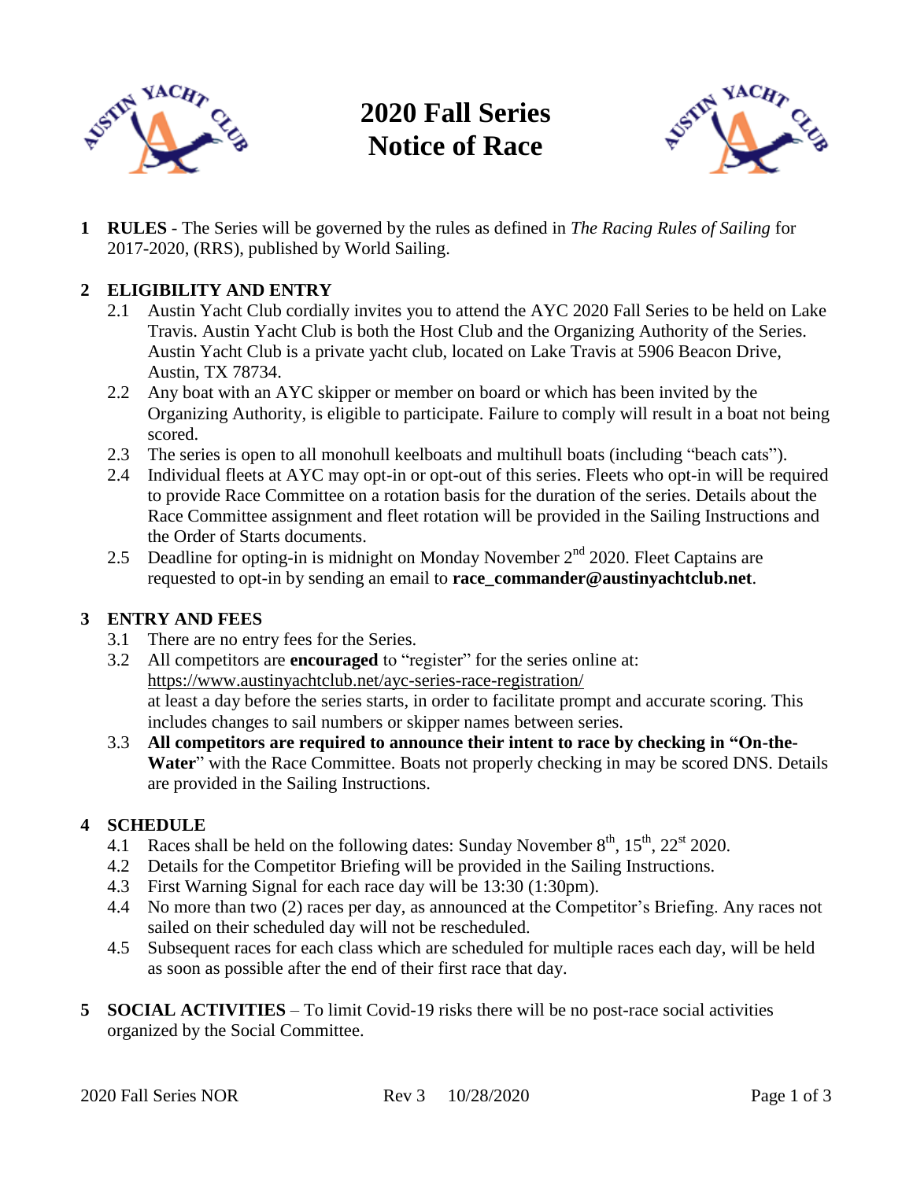# 2020 Fall Series
# Notice of Race

**1 RULES** - The Series will be governed by the rules as defined in *The Racing Rules of Sailing* for 2017-2020, (RRS), published by World Sailing.

**2 ELIGIBILITY AND ENTRY**

2.1 Austin Yacht Club cordially invites you to attend the AYC 2020 Fall Series to be held on Lake Travis. Austin Yacht Club is both the Host Club and the Organizing Authority of the Series. Austin Yacht Club is a private yacht club, located on Lake Travis at 5906 Beacon Drive, Austin, TX 78734.

2.2 Any boat with an AYC skipper or member on board or which has been invited by the Organizing Authority, is eligible to participate. Failure to comply will result in a boat not being scored.

2.3 The series is open to all monohull keelboats and multihull boats (including "beach cats").

2.4 Individual fleets at AYC may opt-in or opt-out of this series. Fleets who opt-in will be required to provide Race Committee on a rotation basis for the duration of the series. Details about the Race Committee assignment and fleet rotation will be provided in the Sailing Instructions and the Order of Starts documents.

2.5 Deadline for opting-in is midnight on Monday November 2nd 2020. Fleet Captains are requested to opt-in by sending an email to **race_commander@austinyachtclub.net**.

**3 ENTRY AND FEES**

3.1 There are no entry fees for the Series.

3.2 All competitors are **encouraged** to "register" for the series online at: https://www.austinyachtclub.net/ayc-series-race-registration/ at least a day before the series starts, in order to facilitate prompt and accurate scoring. This includes changes to sail numbers or skipper names between series.

3.3 **All competitors are required to announce their intent to race by checking in "On-the-Water**" with the Race Committee. Boats not properly checking in may be scored DNS. Details are provided in the Sailing Instructions.

**4 SCHEDULE**

4.1 Races shall be held on the following dates: Sunday November 8th, 15th, 22st 2020.

4.2 Details for the Competitor Briefing will be provided in the Sailing Instructions.

4.3 First Warning Signal for each race day will be 13:30 (1:30pm).

4.4 No more than two (2) races per day, as announced at the Competitor's Briefing. Any races not sailed on their scheduled day will not be rescheduled.

4.5 Subsequent races for each class which are scheduled for multiple races each day, will be held as soon as possible after the end of their first race that day.

**5 SOCIAL ACTIVITIES** – To limit Covid-19 risks there will be no post-race social activities organized by the Social Committee.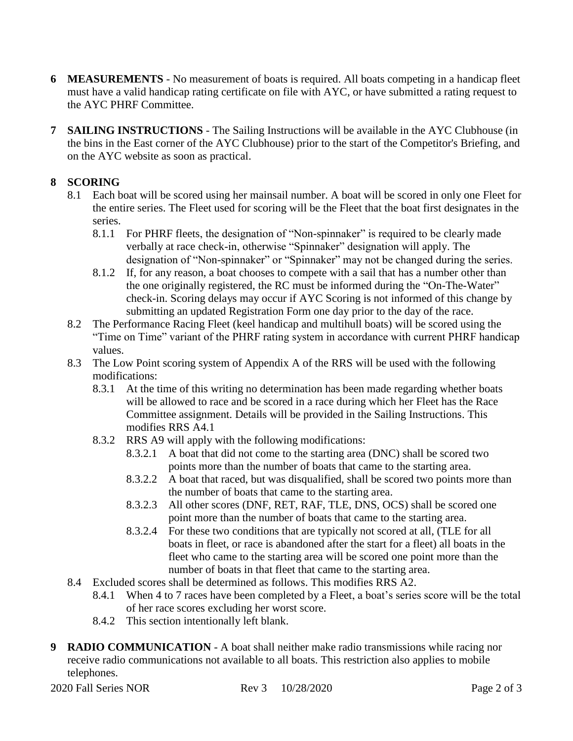**6 MEASUREMENTS** - No measurement of boats is required. All boats competing in a handicap fleet must have a valid handicap rating certificate on file with AYC, or have submitted a rating request to the AYC PHRF Committee.

**7 SAILING INSTRUCTIONS** - The Sailing Instructions will be available in the AYC Clubhouse (in the bins in the East corner of the AYC Clubhouse) prior to the start of the Competitor's Briefing, and on the AYC website as soon as practical.

**8 SCORING**

8.1 Each boat will be scored using her mainsail number. A boat will be scored in only one Fleet for the entire series. The Fleet used for scoring will be the Fleet that the boat first designates in the series.

8.1.1 For PHRF fleets, the designation of "Non-spinnaker" is required to be clearly made verbally at race check-in, otherwise "Spinnaker" designation will apply. The designation of "Non-spinnaker" or "Spinnaker" may not be changed during the series.

8.1.2 If, for any reason, a boat chooses to compete with a sail that has a number other than the one originally registered, the RC must be informed during the "On-The-Water" check-in. Scoring delays may occur if AYC Scoring is not informed of this change by submitting an updated Registration Form one day prior to the day of the race.

8.2 The Performance Racing Fleet (keel handicap and multihull boats) will be scored using the "Time on Time" variant of the PHRF rating system in accordance with current PHRF handicap values.

8.3 The Low Point scoring system of Appendix A of the RRS will be used with the following modifications:

8.3.1 At the time of this writing no determination has been made regarding whether boats will be allowed to race and be scored in a race during which her Fleet has the Race Committee assignment. Details will be provided in the Sailing Instructions. This modifies RRS A4.1

8.3.2 RRS A9 will apply with the following modifications:

8.3.2.1 A boat that did not come to the starting area (DNC) shall be scored two points more than the number of boats that came to the starting area.

8.3.2.2 A boat that raced, but was disqualified, shall be scored two points more than the number of boats that came to the starting area.

8.3.2.3 All other scores (DNF, RET, RAF, TLE, DNS, OCS) shall be scored one point more than the number of boats that came to the starting area.

8.3.2.4 For these two conditions that are typically not scored at all, (TLE for all boats in fleet, or race is abandoned after the start for a fleet) all boats in the fleet who came to the starting area will be scored one point more than the number of boats in that fleet that came to the starting area.

8.4 Excluded scores shall be determined as follows. This modifies RRS A2.

8.4.1 When 4 to 7 races have been completed by a Fleet, a boat's series score will be the total of her race scores excluding her worst score.

8.4.2 This section intentionally left blank.

**9 RADIO COMMUNICATION** - A boat shall neither make radio transmissions while racing nor receive radio communications not available to all boats. This restriction also applies to mobile telephones.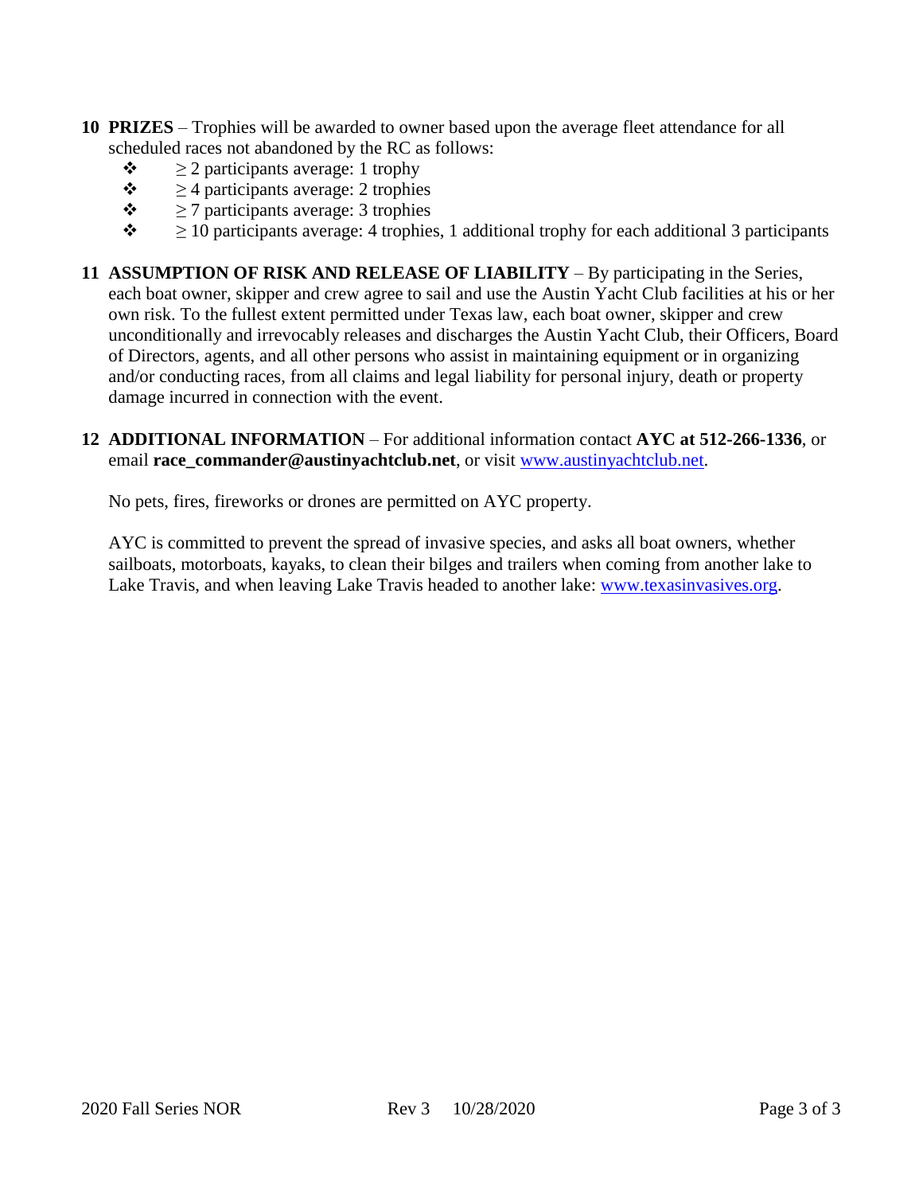**10 PRIZES** – Trophies will be awarded to owner based upon the average fleet attendance for all scheduled races not abandoned by the RC as follows:

- $\geq$ 2 participants average: 1 trophy
- $\geq$ 4 participants average: 2 trophies
- $\geq$ 7 participants average: 3 trophies
- $\geq$ 10 participants average: 4 trophies, 1 additional trophy for each additional 3 participants

**11 ASSUMPTION OF RISK AND RELEASE OF LIABILITY** – By participating in the Series, each boat owner, skipper and crew agree to sail and use the Austin Yacht Club facilities at his or her own risk. To the fullest extent permitted under Texas law, each boat owner, skipper and crew unconditionally and irrevocably releases and discharges the Austin Yacht Club, their Officers, Board of Directors, agents, and all other persons who assist in maintaining equipment or in organizing and/or conducting races, from all claims and legal liability for personal injury, death or property damage incurred in connection with the event.

**12 ADDITIONAL INFORMATION** – For additional information contact **AYC at 512-266-1336**, or email **race_commander@austinyachtclub.net**, or visit [www.austinyachtclub.net](www.austinyachtclub.net).

No pets, fires, fireworks or drones are permitted on AYC property.

AYC is committed to prevent the spread of invasive species, and asks all boat owners, whether sailboats, motorboats, kayaks, to clean their bilges and trailers when coming from another lake to Lake Travis, and when leaving Lake Travis headed to another lake: [www.texasinvasives.org](www.texasinvasives.org).